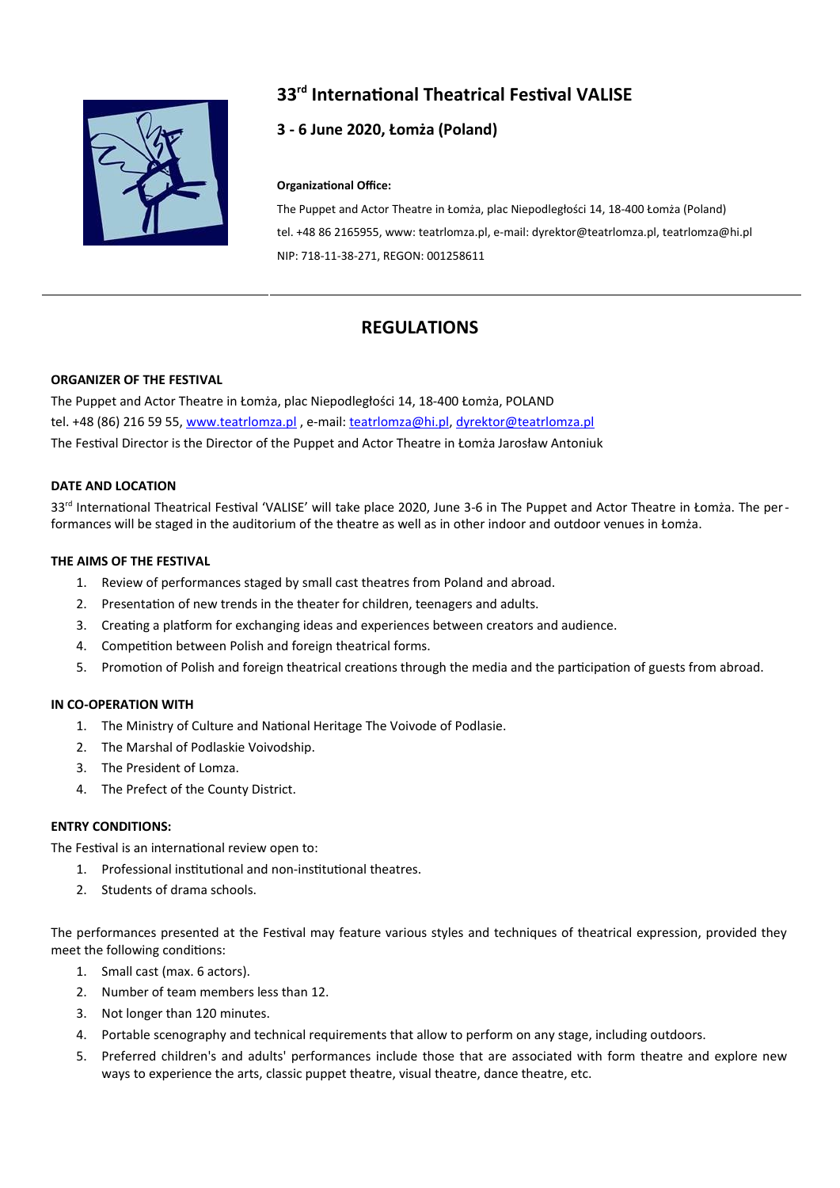# 33rd International Theatrical Festival VALISE

## 3 - 6 June 2020, Łomża (Poland)

**Organizational Office:**

The Puppet and Actor Theatre in Łomża, plac Niepodległości 14, 18-400 Łomża (Poland)

tel. +48 86 2165955, www: teatrlomza.pl, e-mail: dyrektor@teatrlomza.pl, teatrlomza@hi.pl

NIP: 718-11-38-271, REGON: 001258611

---

## REGULATIONS

### ORGANIZER OF THE FESTIVAL

The Puppet and Actor Theatre in Łomża, plac Niepodległości 14, 18-400 Łomża, POLAND

tel. +48 (86) 216 59 55, www.teatrlomza.pl , e-mail: teatrlomza@hi.pl, dyrektor@teatrlomza.pl

The Festival Director is the Director of the Puppet and Actor Theatre in Łomża Jarosław Antoniuk

### DATE AND LOCATION

33rd International Theatrical Festival 'VALISE' will take place 2020, June 3-6 in The Puppet and Actor Theatre in Łomża. The performances will be staged in the auditorium of the theatre as well as in other indoor and outdoor venues in Łomża.

### THE AIMS OF THE FESTIVAL

1. Review of performances staged by small cast theatres from Poland and abroad.
2. Presentation of new trends in the theater for children, teenagers and adults.
3. Creating a platform for exchanging ideas and experiences between creators and audience.
4. Competition between Polish and foreign theatrical forms.
5. Promotion of Polish and foreign theatrical creations through the media and the participation of guests from abroad.

### IN CO-OPERATION WITH

1. The Ministry of Culture and National Heritage The Voivode of Podlasie.
2. The Marshal of Podlaskie Voivodship.
3. The President of Lomza.
4. The Prefect of the County District.

### ENTRY CONDITIONS:

The Festival is an international review open to:

1. Professional institutional and non-institutional theatres.
2. Students of drama schools.

The performances presented at the Festival may feature various styles and techniques of theatrical expression, provided they meet the following conditions:

1. Small cast (max. 6 actors).
2. Number of team members less than 12.
3. Not longer than 120 minutes.
4. Portable scenography and technical requirements that allow to perform on any stage, including outdoors.
5. Preferred children's and adults' performances include those that are associated with form theatre and explore new ways to experience the arts, classic puppet theatre, visual theatre, dance theatre, etc.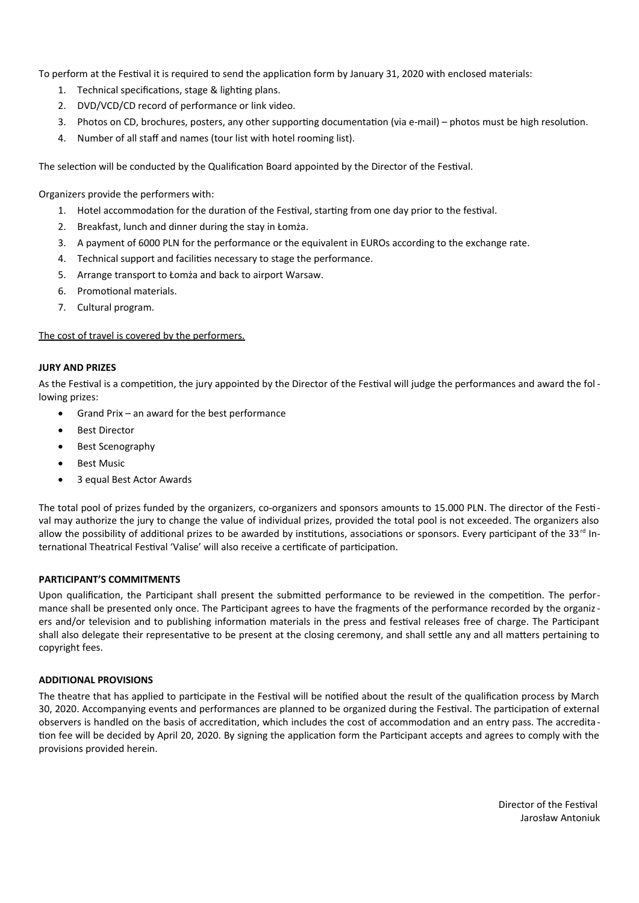To perform at the Festival it is required to send the application form by January 31, 2020 with enclosed materials:

1. Technical specifications, stage & lighting plans.
2. DVD/VCD/CD record of performance or link video.
3. Photos on CD, brochures, posters, any other supporting documentation (via e-mail) – photos must be high resolution.
4. Number of all staff and names (tour list with hotel rooming list).

The selection will be conducted by the Qualification Board appointed by the Director of the Festival.

Organizers provide the performers with:

1. Hotel accommodation for the duration of the Festival, starting from one day prior to the festival.
2. Breakfast, lunch and dinner during the stay in Łomża.
3. A payment of 6000 PLN for the performance or the equivalent in EUROs according to the exchange rate.
4. Technical support and facilities necessary to stage the performance.
5. Arrange transport to Łomża and back to airport Warsaw.
6. Promotional materials.
7. Cultural program.

<u>The cost of travel is covered by the performers.</u>

**JURY AND PRIZES**

As the Festival is a competition, the jury appointed by the Director of the Festival will judge the performances and award the following prizes:

- Grand Prix – an award for the best performance
- Best Director
- Best Scenography
- Best Music
- 3 equal Best Actor Awards

The total pool of prizes funded by the organizers, co-organizers and sponsors amounts to 15.000 PLN. The director of the Festival may authorize the jury to change the value of individual prizes, provided the total pool is not exceeded. The organizers also allow the possibility of additional prizes to be awarded by institutions, associations or sponsors. Every participant of the 33rd International Theatrical Festival 'Valise' will also receive a certificate of participation.

**PARTICIPANT'S COMMITMENTS**

Upon qualification, the Participant shall present the submitted performance to be reviewed in the competition. The performance shall be presented only once. The Participant agrees to have the fragments of the performance recorded by the organizers and/or television and to publishing information materials in the press and festival releases free of charge. The Participant shall also delegate their representative to be present at the closing ceremony, and shall settle any and all matters pertaining to copyright fees.

**ADDITIONAL PROVISIONS**

The theatre that has applied to participate in the Festival will be notified about the result of the qualification process by March 30, 2020. Accompanying events and performances are planned to be organized during the Festival. The participation of external observers is handled on the basis of accreditation, which includes the cost of accommodation and an entry pass. The accreditation fee will be decided by April 20, 2020. By signing the application form the Participant accepts and agrees to comply with the provisions provided herein.

Director of the Festival
Jarosław Antoniuk